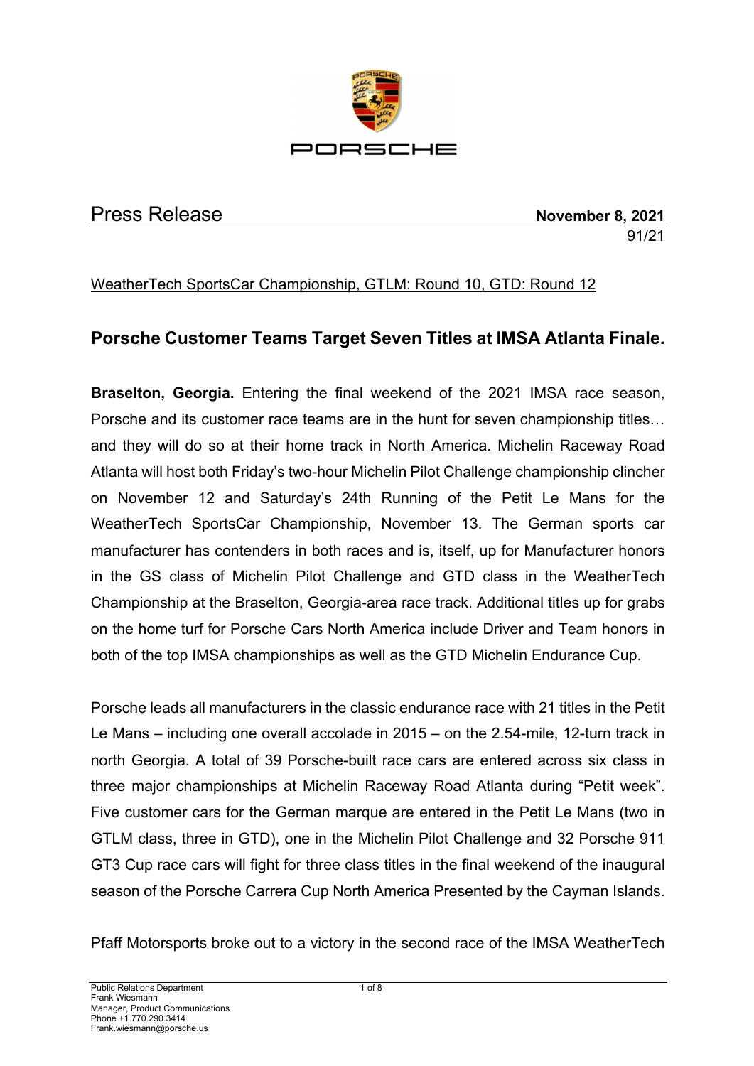PORSCHE

Press Release **November 8, 2021**

91/21

WeatherTech SportsCar Championship, GTLM: Round 10, GTD: Round 12

## Porsche Customer Teams Target Seven Titles at IMSA Atlanta Finale.

**Braselton, Georgia.** Entering the final weekend of the 2021 IMSA race season, Porsche and its customer race teams are in the hunt for seven championship titles… and they will do so at their home track in North America. Michelin Raceway Road Atlanta will host both Friday's two-hour Michelin Pilot Challenge championship clincher on November 12 and Saturday's 24th Running of the Petit Le Mans for the WeatherTech SportsCar Championship, November 13. The German sports car manufacturer has contenders in both races and is, itself, up for Manufacturer honors in the GS class of Michelin Pilot Challenge and GTD class in the WeatherTech Championship at the Braselton, Georgia-area race track. Additional titles up for grabs on the home turf for Porsche Cars North America include Driver and Team honors in both of the top IMSA championships as well as the GTD Michelin Endurance Cup.

Porsche leads all manufacturers in the classic endurance race with 21 titles in the Petit Le Mans – including one overall accolade in 2015 – on the 2.54-mile, 12-turn track in north Georgia. A total of 39 Porsche-built race cars are entered across six class in three major championships at Michelin Raceway Road Atlanta during "Petit week". Five customer cars for the German marque are entered in the Petit Le Mans (two in GTLM class, three in GTD), one in the Michelin Pilot Challenge and 32 Porsche 911 GT3 Cup race cars will fight for three class titles in the final weekend of the inaugural season of the Porsche Carrera Cup North America Presented by the Cayman Islands.

Pfaff Motorsports broke out to a victory in the second race of the IMSA WeatherTech

Public Relations Department
Frank Wiesmann
Manager, Product Communications
Phone +1.770.290.3414
Frank.wiesmann@porsche.us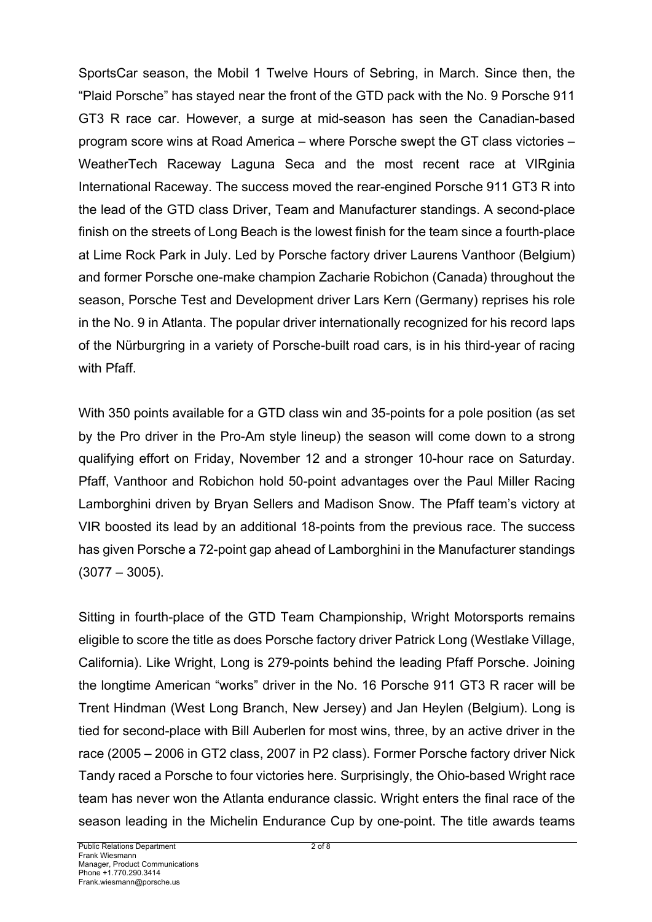SportsCar season, the Mobil 1 Twelve Hours of Sebring, in March. Since then, the "Plaid Porsche" has stayed near the front of the GTD pack with the No. 9 Porsche 911 GT3 R race car. However, a surge at mid-season has seen the Canadian-based program score wins at Road America – where Porsche swept the GT class victories – WeatherTech Raceway Laguna Seca and the most recent race at VIRginia International Raceway. The success moved the rear-engined Porsche 911 GT3 R into the lead of the GTD class Driver, Team and Manufacturer standings. A second-place finish on the streets of Long Beach is the lowest finish for the team since a fourth-place at Lime Rock Park in July. Led by Porsche factory driver Laurens Vanthoor (Belgium) and former Porsche one-make champion Zacharie Robichon (Canada) throughout the season, Porsche Test and Development driver Lars Kern (Germany) reprises his role in the No. 9 in Atlanta. The popular driver internationally recognized for his record laps of the Nürburgring in a variety of Porsche-built road cars, is in his third-year of racing with Pfaff.

With 350 points available for a GTD class win and 35-points for a pole position (as set by the Pro driver in the Pro-Am style lineup) the season will come down to a strong qualifying effort on Friday, November 12 and a stronger 10-hour race on Saturday. Pfaff, Vanthoor and Robichon hold 50-point advantages over the Paul Miller Racing Lamborghini driven by Bryan Sellers and Madison Snow. The Pfaff team's victory at VIR boosted its lead by an additional 18-points from the previous race. The success has given Porsche a 72-point gap ahead of Lamborghini in the Manufacturer standings (3077 – 3005).

Sitting in fourth-place of the GTD Team Championship, Wright Motorsports remains eligible to score the title as does Porsche factory driver Patrick Long (Westlake Village, California). Like Wright, Long is 279-points behind the leading Pfaff Porsche. Joining the longtime American "works" driver in the No. 16 Porsche 911 GT3 R racer will be Trent Hindman (West Long Branch, New Jersey) and Jan Heylen (Belgium). Long is tied for second-place with Bill Auberlen for most wins, three, by an active driver in the race (2005 – 2006 in GT2 class, 2007 in P2 class). Former Porsche factory driver Nick Tandy raced a Porsche to four victories here. Surprisingly, the Ohio-based Wright race team has never won the Atlanta endurance classic. Wright enters the final race of the season leading in the Michelin Endurance Cup by one-point. The title awards teams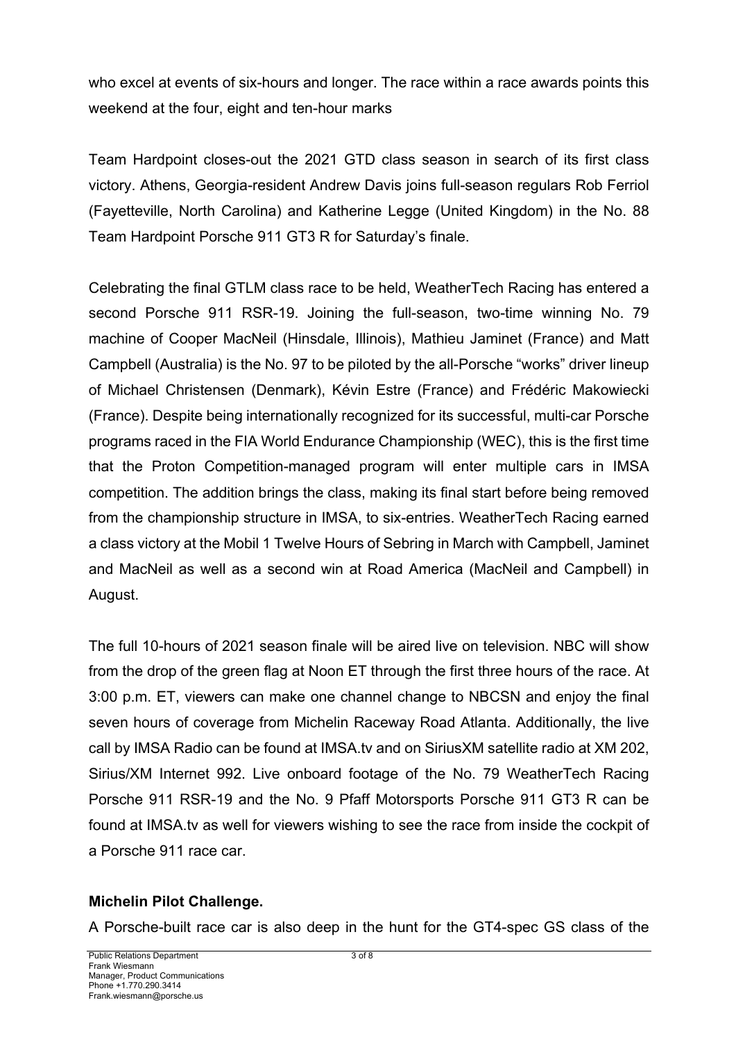who excel at events of six-hours and longer. The race within a race awards points this weekend at the four, eight and ten-hour marks

Team Hardpoint closes-out the 2021 GTD class season in search of its first class victory. Athens, Georgia-resident Andrew Davis joins full-season regulars Rob Ferriol (Fayetteville, North Carolina) and Katherine Legge (United Kingdom) in the No. 88 Team Hardpoint Porsche 911 GT3 R for Saturday's finale.

Celebrating the final GTLM class race to be held, WeatherTech Racing has entered a second Porsche 911 RSR-19. Joining the full-season, two-time winning No. 79 machine of Cooper MacNeil (Hinsdale, Illinois), Mathieu Jaminet (France) and Matt Campbell (Australia) is the No. 97 to be piloted by the all-Porsche "works" driver lineup of Michael Christensen (Denmark), Kévin Estre (France) and Frédéric Makowiecki (France). Despite being internationally recognized for its successful, multi-car Porsche programs raced in the FIA World Endurance Championship (WEC), this is the first time that the Proton Competition-managed program will enter multiple cars in IMSA competition. The addition brings the class, making its final start before being removed from the championship structure in IMSA, to six-entries. WeatherTech Racing earned a class victory at the Mobil 1 Twelve Hours of Sebring in March with Campbell, Jaminet and MacNeil as well as a second win at Road America (MacNeil and Campbell) in August.

The full 10-hours of 2021 season finale will be aired live on television. NBC will show from the drop of the green flag at Noon ET through the first three hours of the race. At 3:00 p.m. ET, viewers can make one channel change to NBCSN and enjoy the final seven hours of coverage from Michelin Raceway Road Atlanta. Additionally, the live call by IMSA Radio can be found at IMSA.tv and on SiriusXM satellite radio at XM 202, Sirius/XM Internet 992. Live onboard footage of the No. 79 WeatherTech Racing Porsche 911 RSR-19 and the No. 9 Pfaff Motorsports Porsche 911 GT3 R can be found at IMSA.tv as well for viewers wishing to see the race from inside the cockpit of a Porsche 911 race car.

**Michelin Pilot Challenge.**

A Porsche-built race car is also deep in the hunt for the GT4-spec GS class of the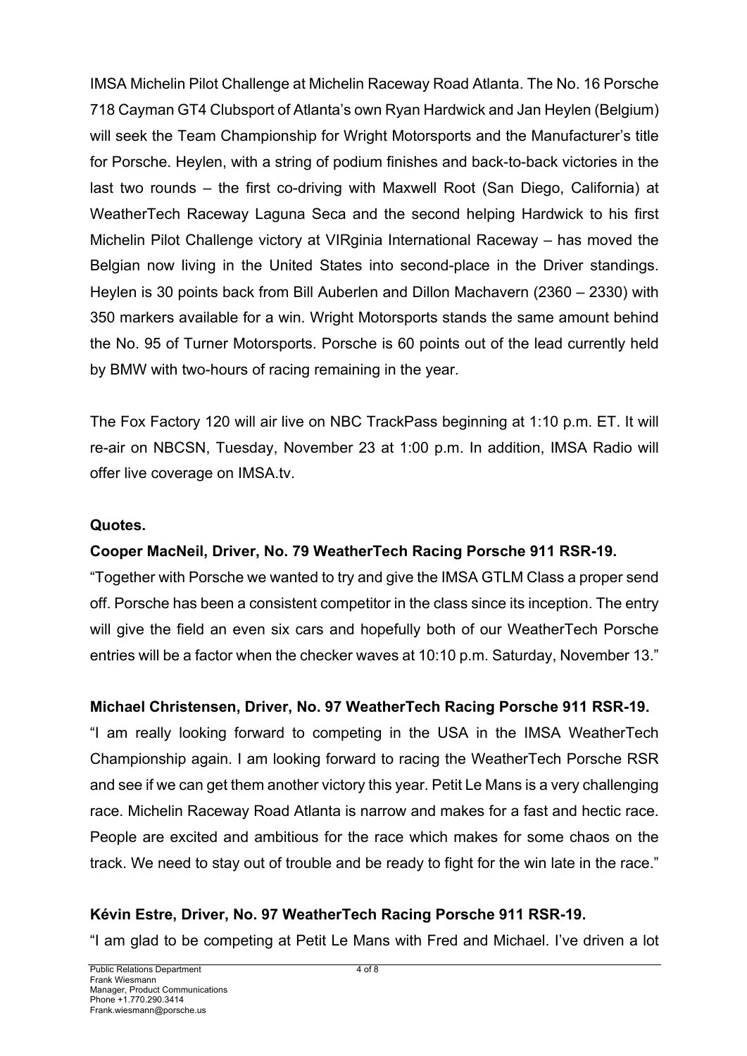IMSA Michelin Pilot Challenge at Michelin Raceway Road Atlanta. The No. 16 Porsche 718 Cayman GT4 Clubsport of Atlanta's own Ryan Hardwick and Jan Heylen (Belgium) will seek the Team Championship for Wright Motorsports and the Manufacturer's title for Porsche. Heylen, with a string of podium finishes and back-to-back victories in the last two rounds – the first co-driving with Maxwell Root (San Diego, California) at WeatherTech Raceway Laguna Seca and the second helping Hardwick to his first Michelin Pilot Challenge victory at VIRginia International Raceway – has moved the Belgian now living in the United States into second-place in the Driver standings. Heylen is 30 points back from Bill Auberlen and Dillon Machavern (2360 – 2330) with 350 markers available for a win. Wright Motorsports stands the same amount behind the No. 95 of Turner Motorsports. Porsche is 60 points out of the lead currently held by BMW with two-hours of racing remaining in the year.

The Fox Factory 120 will air live on NBC TrackPass beginning at 1:10 p.m. ET. It will re-air on NBCSN, Tuesday, November 23 at 1:00 p.m. In addition, IMSA Radio will offer live coverage on IMSA.tv.

**Quotes.**

**Cooper MacNeil, Driver, No. 79 WeatherTech Racing Porsche 911 RSR-19.**

"Together with Porsche we wanted to try and give the IMSA GTLM Class a proper send off. Porsche has been a consistent competitor in the class since its inception. The entry will give the field an even six cars and hopefully both of our WeatherTech Porsche entries will be a factor when the checker waves at 10:10 p.m. Saturday, November 13."

**Michael Christensen, Driver, No. 97 WeatherTech Racing Porsche 911 RSR-19.**

"I am really looking forward to competing in the USA in the IMSA WeatherTech Championship again. I am looking forward to racing the WeatherTech Porsche RSR and see if we can get them another victory this year. Petit Le Mans is a very challenging race. Michelin Raceway Road Atlanta is narrow and makes for a fast and hectic race. People are excited and ambitious for the race which makes for some chaos on the track. We need to stay out of trouble and be ready to fight for the win late in the race."

**Kévin Estre, Driver, No. 97 WeatherTech Racing Porsche 911 RSR-19.**

"I am glad to be competing at Petit Le Mans with Fred and Michael. I've driven a lot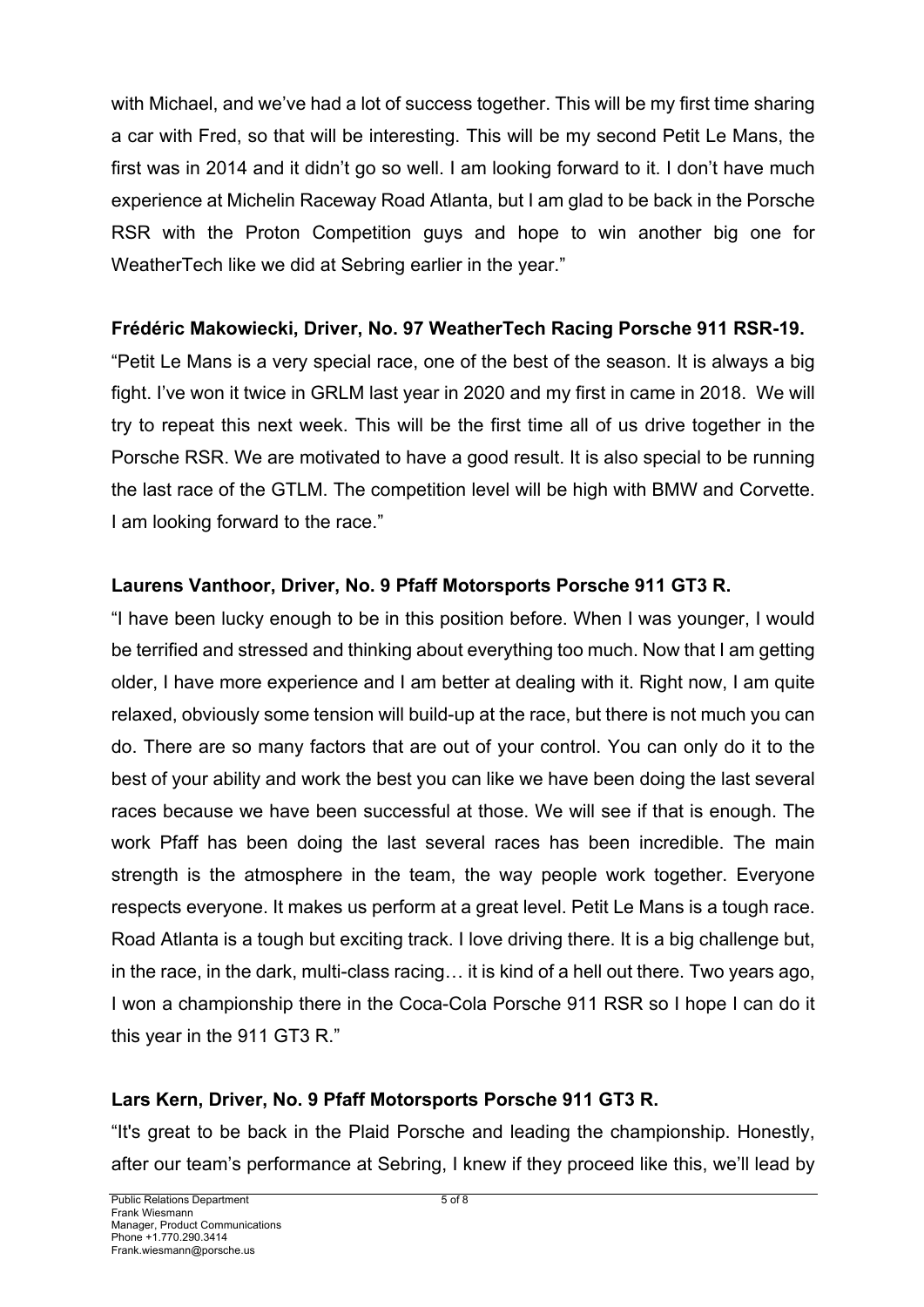with Michael, and we've had a lot of success together. This will be my first time sharing a car with Fred, so that will be interesting. This will be my second Petit Le Mans, the first was in 2014 and it didn't go so well. I am looking forward to it. I don't have much experience at Michelin Raceway Road Atlanta, but I am glad to be back in the Porsche RSR with the Proton Competition guys and hope to win another big one for WeatherTech like we did at Sebring earlier in the year."

**Frédéric Makowiecki, Driver, No. 97 WeatherTech Racing Porsche 911 RSR-19.**

"Petit Le Mans is a very special race, one of the best of the season. It is always a big fight. I've won it twice in GRLM last year in 2020 and my first in came in 2018. We will try to repeat this next week. This will be the first time all of us drive together in the Porsche RSR. We are motivated to have a good result. It is also special to be running the last race of the GTLM. The competition level will be high with BMW and Corvette. I am looking forward to the race."

**Laurens Vanthoor, Driver, No. 9 Pfaff Motorsports Porsche 911 GT3 R.**

"I have been lucky enough to be in this position before. When I was younger, I would be terrified and stressed and thinking about everything too much. Now that I am getting older, I have more experience and I am better at dealing with it. Right now, I am quite relaxed, obviously some tension will build-up at the race, but there is not much you can do. There are so many factors that are out of your control. You can only do it to the best of your ability and work the best you can like we have been doing the last several races because we have been successful at those. We will see if that is enough. The work Pfaff has been doing the last several races has been incredible. The main strength is the atmosphere in the team, the way people work together. Everyone respects everyone. It makes us perform at a great level. Petit Le Mans is a tough race. Road Atlanta is a tough but exciting track. I love driving there. It is a big challenge but, in the race, in the dark, multi-class racing… it is kind of a hell out there. Two years ago, I won a championship there in the Coca-Cola Porsche 911 RSR so I hope I can do it this year in the 911 GT3 R."

**Lars Kern, Driver, No. 9 Pfaff Motorsports Porsche 911 GT3 R.**

"It's great to be back in the Plaid Porsche and leading the championship. Honestly, after our team's performance at Sebring, I knew if they proceed like this, we'll lead by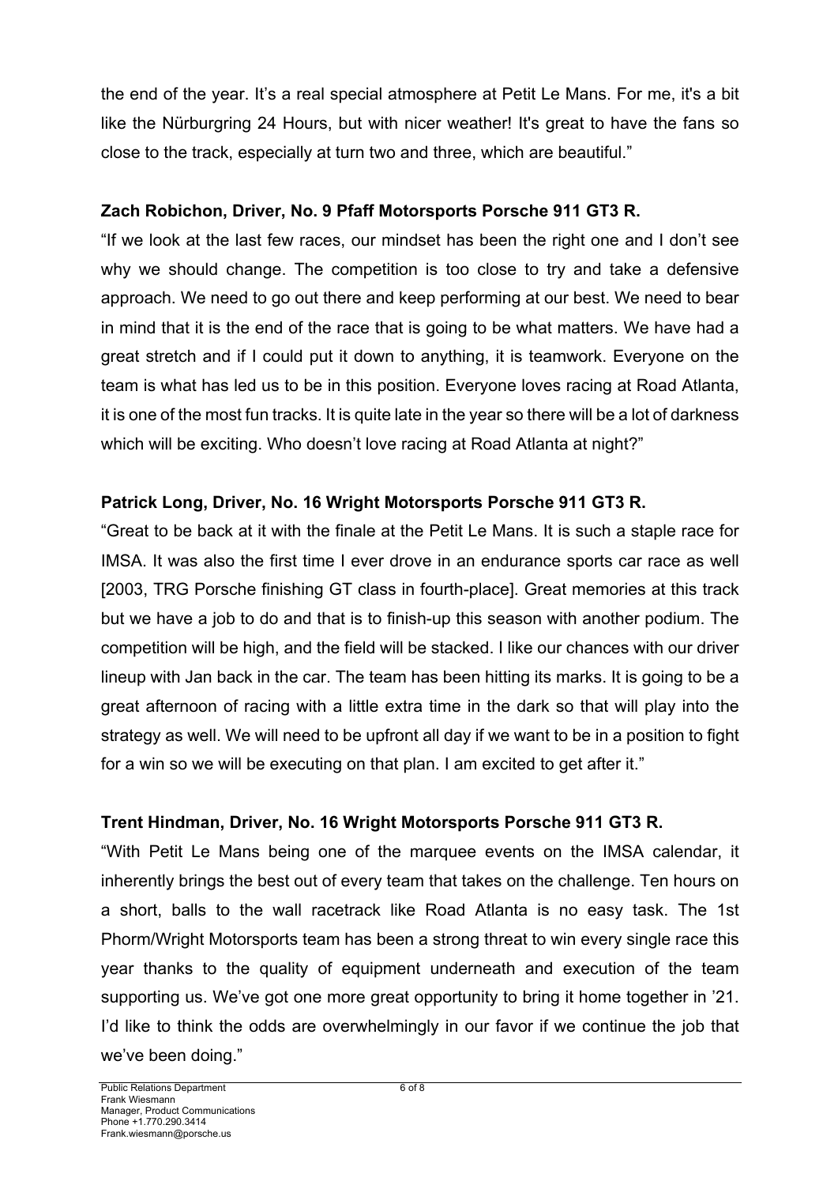the end of the year. It's a real special atmosphere at Petit Le Mans. For me, it's a bit like the Nürburgring 24 Hours, but with nicer weather! It's great to have the fans so close to the track, especially at turn two and three, which are beautiful."

**Zach Robichon, Driver, No. 9 Pfaff Motorsports Porsche 911 GT3 R.**

"If we look at the last few races, our mindset has been the right one and I don't see why we should change. The competition is too close to try and take a defensive approach. We need to go out there and keep performing at our best. We need to bear in mind that it is the end of the race that is going to be what matters. We have had a great stretch and if I could put it down to anything, it is teamwork. Everyone on the team is what has led us to be in this position. Everyone loves racing at Road Atlanta, it is one of the most fun tracks. It is quite late in the year so there will be a lot of darkness which will be exciting. Who doesn't love racing at Road Atlanta at night?"

**Patrick Long, Driver, No. 16 Wright Motorsports Porsche 911 GT3 R.**

"Great to be back at it with the finale at the Petit Le Mans. It is such a staple race for IMSA. It was also the first time I ever drove in an endurance sports car race as well [2003, TRG Porsche finishing GT class in fourth-place]. Great memories at this track but we have a job to do and that is to finish-up this season with another podium. The competition will be high, and the field will be stacked. I like our chances with our driver lineup with Jan back in the car. The team has been hitting its marks. It is going to be a great afternoon of racing with a little extra time in the dark so that will play into the strategy as well. We will need to be upfront all day if we want to be in a position to fight for a win so we will be executing on that plan. I am excited to get after it."

**Trent Hindman, Driver, No. 16 Wright Motorsports Porsche 911 GT3 R.**

"With Petit Le Mans being one of the marquee events on the IMSA calendar, it inherently brings the best out of every team that takes on the challenge. Ten hours on a short, balls to the wall racetrack like Road Atlanta is no easy task. The 1st Phorm/Wright Motorsports team has been a strong threat to win every single race this year thanks to the quality of equipment underneath and execution of the team supporting us. We've got one more great opportunity to bring it home together in '21. I'd like to think the odds are overwhelmingly in our favor if we continue the job that we've been doing."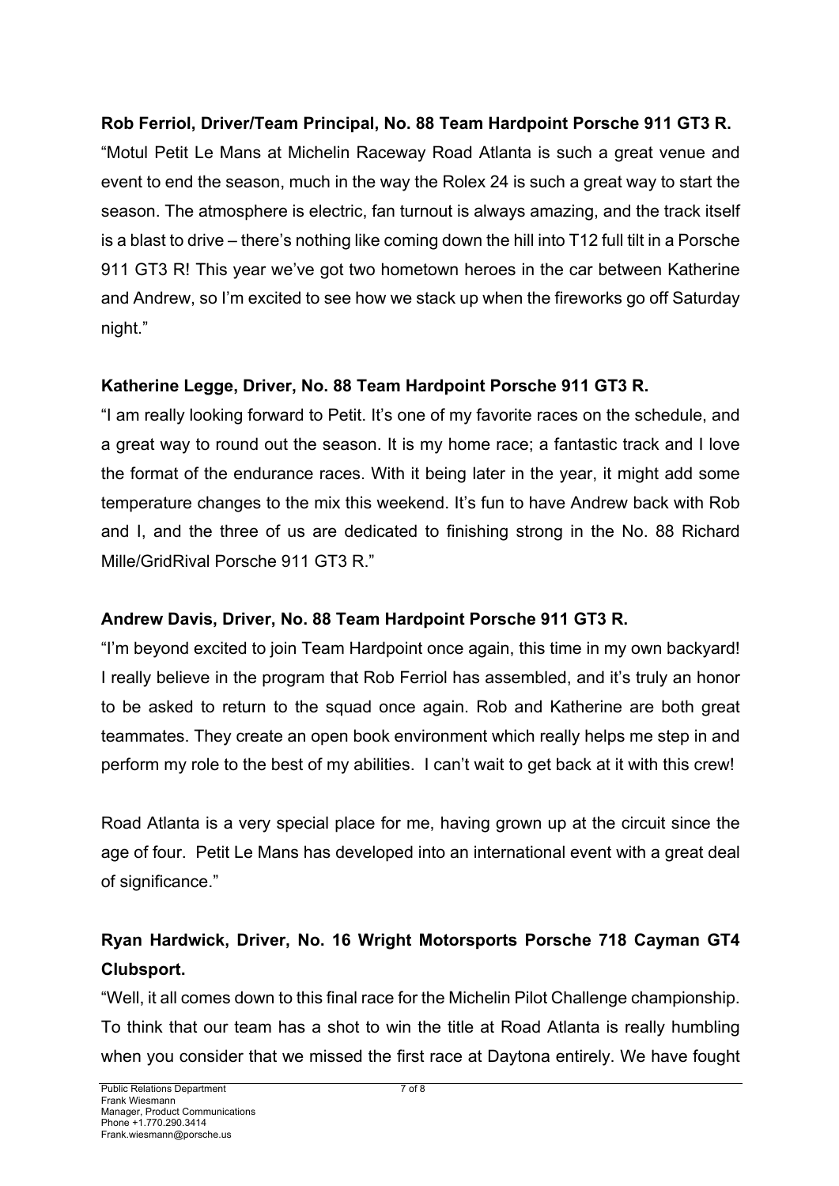**Rob Ferriol, Driver/Team Principal, No. 88 Team Hardpoint Porsche 911 GT3 R.**

"Motul Petit Le Mans at Michelin Raceway Road Atlanta is such a great venue and event to end the season, much in the way the Rolex 24 is such a great way to start the season. The atmosphere is electric, fan turnout is always amazing, and the track itself is a blast to drive – there's nothing like coming down the hill into T12 full tilt in a Porsche 911 GT3 R! This year we've got two hometown heroes in the car between Katherine and Andrew, so I'm excited to see how we stack up when the fireworks go off Saturday night."

**Katherine Legge, Driver, No. 88 Team Hardpoint Porsche 911 GT3 R.**

"I am really looking forward to Petit. It's one of my favorite races on the schedule, and a great way to round out the season. It is my home race; a fantastic track and I love the format of the endurance races. With it being later in the year, it might add some temperature changes to the mix this weekend. It's fun to have Andrew back with Rob and I, and the three of us are dedicated to finishing strong in the No. 88 Richard Mille/GridRival Porsche 911 GT3 R."

**Andrew Davis, Driver, No. 88 Team Hardpoint Porsche 911 GT3 R.**

"I'm beyond excited to join Team Hardpoint once again, this time in my own backyard! I really believe in the program that Rob Ferriol has assembled, and it's truly an honor to be asked to return to the squad once again. Rob and Katherine are both great teammates. They create an open book environment which really helps me step in and perform my role to the best of my abilities. I can't wait to get back at it with this crew!

Road Atlanta is a very special place for me, having grown up at the circuit since the age of four. Petit Le Mans has developed into an international event with a great deal of significance."

**Ryan Hardwick, Driver, No. 16 Wright Motorsports Porsche 718 Cayman GT4 Clubsport.**

"Well, it all comes down to this final race for the Michelin Pilot Challenge championship. To think that our team has a shot to win the title at Road Atlanta is really humbling when you consider that we missed the first race at Daytona entirely. We have fought

Public Relations Department
Frank Wiesmann
Manager, Product Communications
Phone +1.770.290.3414
Frank.wiesmann@porsche.us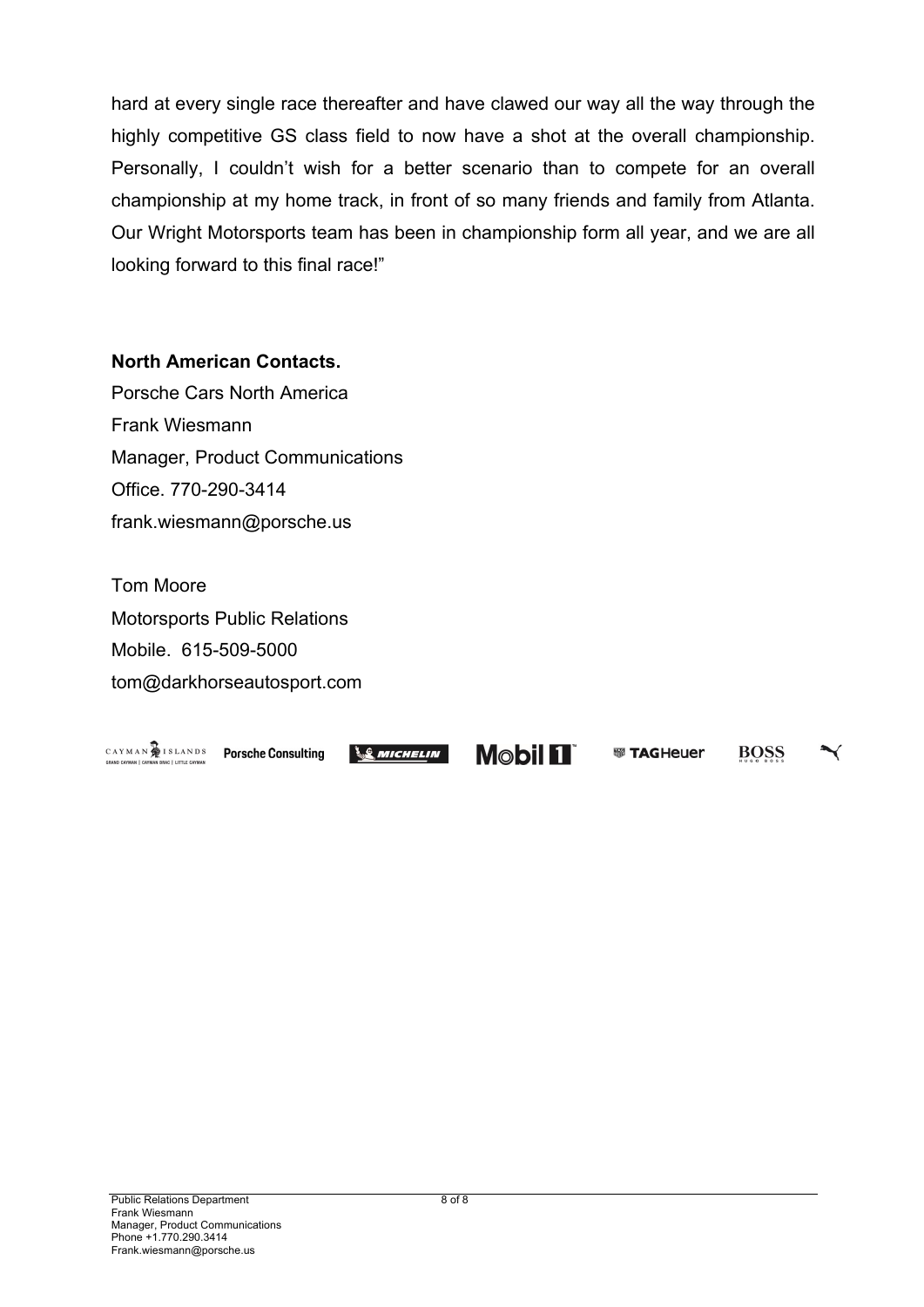hard at every single race thereafter and have clawed our way all the way through the highly competitive GS class field to now have a shot at the overall championship. Personally, I couldn't wish for a better scenario than to compete for an overall championship at my home track, in front of so many friends and family from Atlanta. Our Wright Motorsports team has been in championship form all year, and we are all looking forward to this final race!"

**North American Contacts.**

Porsche Cars North America
Frank Wiesmann
Manager, Product Communications
Office. 770-290-3414
frank.wiesmann@porsche.us

Tom Moore
Motorsports Public Relations
Mobile. 615-509-5000
tom@darkhorseautosport.com